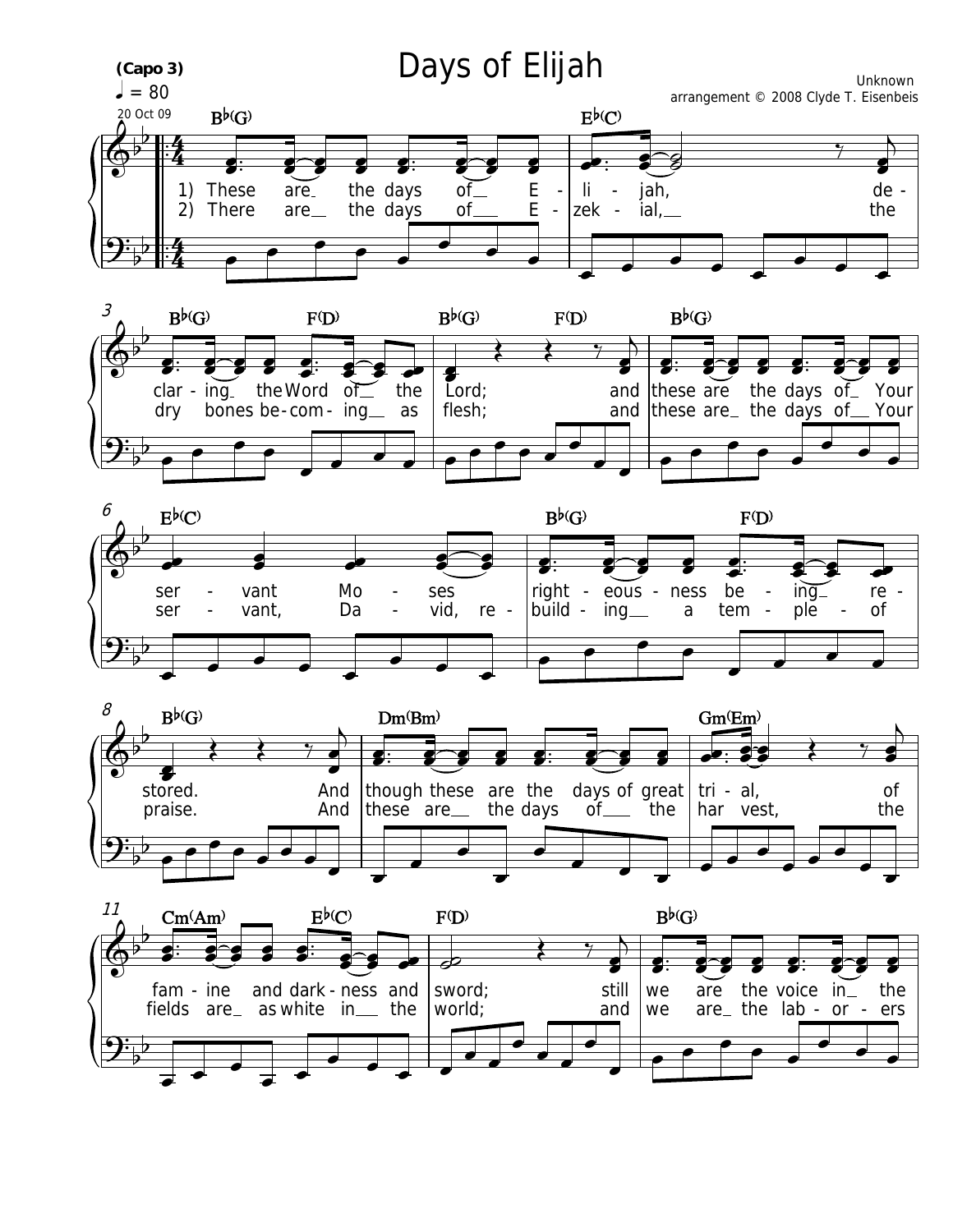# Days of Elijah

(Capo 3)

♩ = 80

20 Oct 09

Unknown
arrangement © 2008 Clyde T. Eisenbeis

B♭(G) E♭(C)

1) These are the days of E - li - jah, de -
2) There are the days of E - zek - ial, the

B♭(G) F(D) B♭(G) F(D) B♭(G)

clar - ing the Word of the Lord; and these are the days of Your
dry bones be - com - ing as flesh; and these are the days of Your

E♭(C) B♭(G) F(D)

ser - vant Mo - ses right - eous - ness be - ing re -
ser - vant, Da - vid, re - build - ing a tem - ple - of

B♭(G) Dm(Bm) Gm(Em)

stored. And though these are the days of great tri - al, of
praise. And these are the days of the har vest, the

Cm(Am) E♭(C) F(D) B♭(G)

fam - ine and dark - ness and sword; still we are the voice in the
fields are as white in the world; and we are the lab - or - ers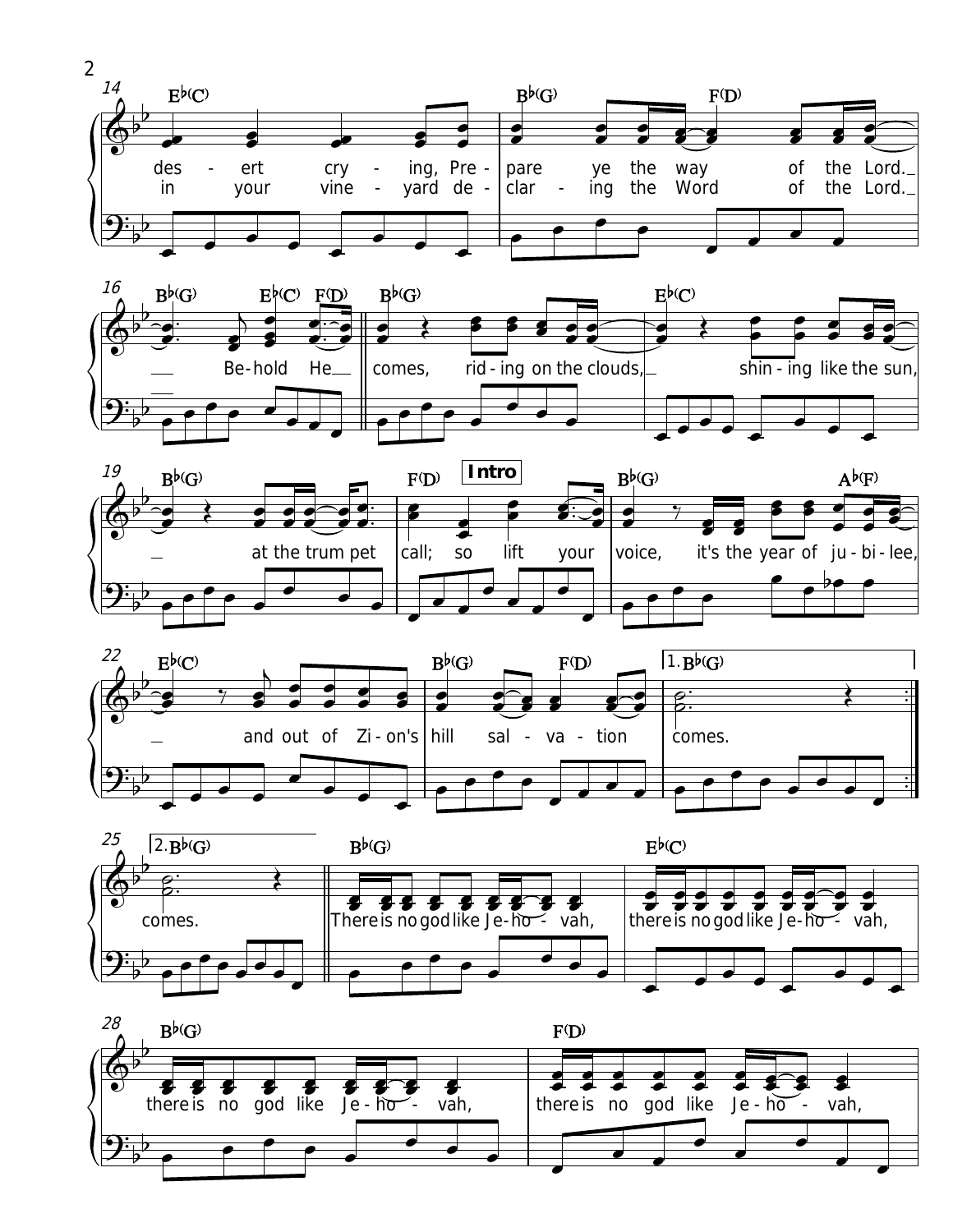**14** E♭(C) B♭(G) F(D)

des - ert cry - ing, Pre - pare ye the way of the Lord.
in your vine - yard de - clar - ing the Word of the Lord.

**16** B♭(G) E♭(C) F(D) B♭(G) E♭(C)

Be-hold He comes, rid - ing on the clouds, shin - ing like the sun,

**19** B♭(G) F(D) **Intro** B♭(G) A♭(F)

at the trum pet call; so lift your voice, it's the year of ju - bi - lee,

**22** E♭(C) B♭(G) F(D) 1. B♭(G)

and out of Zi - on's hill sal - va - tion comes.

**25** 2. B♭(G) B♭(G) E♭(C)

comes. There is no god like Je - ho - vah, there is no god like Je - ho - vah,

**28** B♭(G) F(D)

there is no god like Je - ho - vah, there is no god like Je - ho - vah,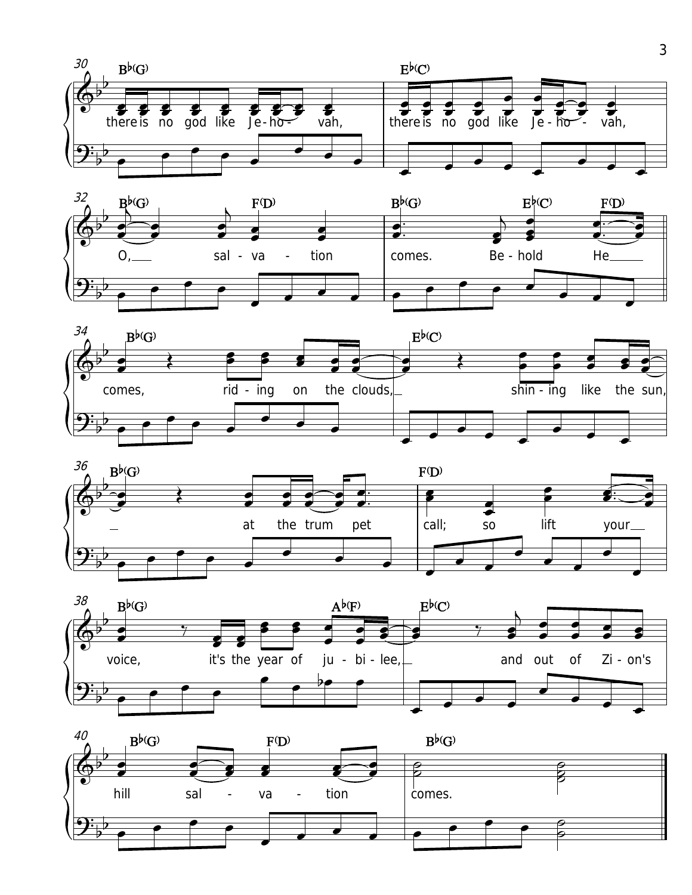30
B♭(G) E♭(C)

there is no god like Je - ho - vah, there is no god like Je - ho - vah,

32
B♭(G) F(D) B♭(G) E♭(C) F(D)

O, sal - va - tion comes. Be - hold He

34
B♭(G) E♭(C)

comes, rid - ing on the clouds, shin - ing like the sun,

36
B♭(G) F(D)

at the trum pet call; so lift your

38
B♭(G) A♭(F) E♭(C)

voice, it's the year of ju - bi - lee, and out of Zi - on's

40
B♭(G) F(D) B♭(G)

hill sal - va - tion comes.